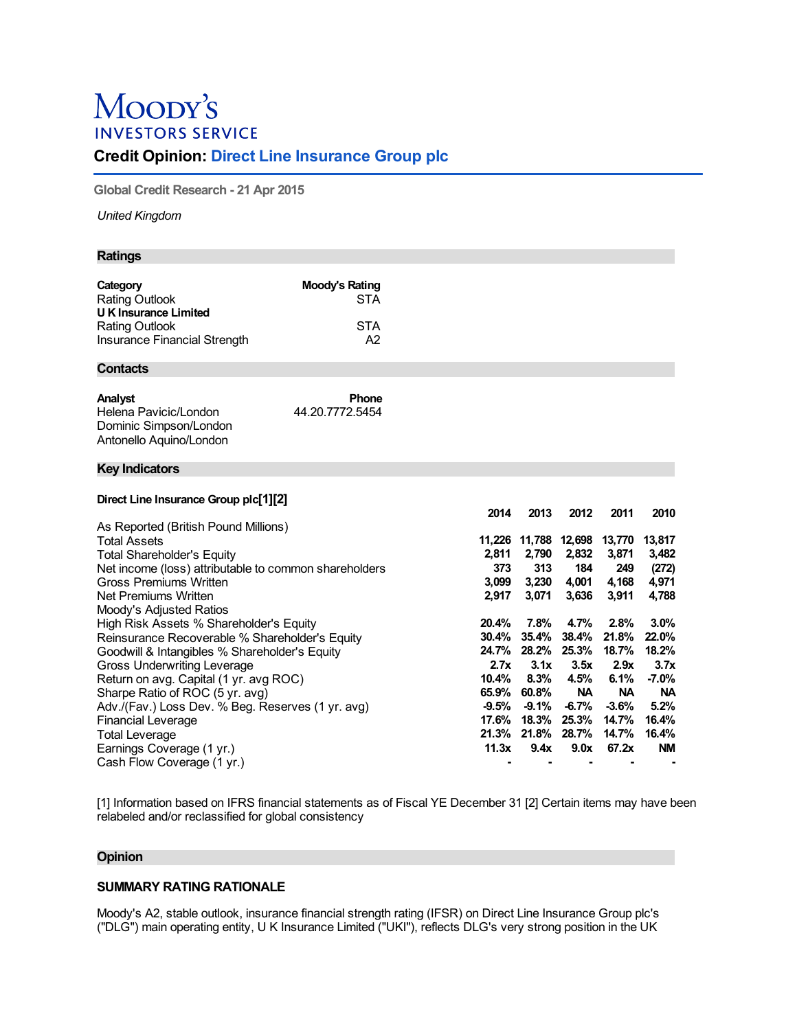# Moody's INVESTORS SERVICE

## Credit Opinion: Direct Line Insurance Group plc

Global Credit Research - 21 Apr 2015

*United Kingdom*

### Ratings

| Category | Moody's Rating |
|---|---|
| Rating Outlook | STA |
| **U K Insurance Limited** | |
| Rating Outlook | STA |
| Insurance Financial Strength | A2 |

### Contacts

| Analyst | Phone |
|---|---|
| Helena Pavicic/London | 44.20.7772.5454 |
| Dominic Simpson/London | |
| Antonello Aquino/London | |

### Key Indicators

**Direct Line Insurance Group plc[1][2]**

| | 2014 | 2013 | 2012 | 2011 | 2010 |
|---|---|---|---|---|---|
| As Reported (British Pound Millions) | | | | | |
| Total Assets | 11,226 | 11,788 | 12,698 | 13,770 | 13,817 |
| Total Shareholder's Equity | 2,811 | 2,790 | 2,832 | 3,871 | 3,482 |
| Net income (loss) attributable to common shareholders | 373 | 313 | 184 | 249 | (272) |
| Gross Premiums Written | 3,099 | 3,230 | 4,001 | 4,168 | 4,971 |
| Net Premiums Written | 2,917 | 3,071 | 3,636 | 3,911 | 4,788 |
| Moody's Adjusted Ratios | | | | | |
| High Risk Assets % Shareholder's Equity | 20.4% | 7.8% | 4.7% | 2.8% | 3.0% |
| Reinsurance Recoverable % Shareholder's Equity | 30.4% | 35.4% | 38.4% | 21.8% | 22.0% |
| Goodwill & Intangibles % Shareholder's Equity | 24.7% | 28.2% | 25.3% | 18.7% | 18.2% |
| Gross Underwriting Leverage | 2.7x | 3.1x | 3.5x | 2.9x | 3.7x |
| Return on avg. Capital (1 yr. avg ROC) | 10.4% | 8.3% | 4.5% | 6.1% | -7.0% |
| Sharpe Ratio of ROC (5 yr. avg) | 65.9% | 60.8% | NA | NA | NA |
| Adv./(Fav.) Loss Dev. % Beg. Reserves (1 yr. avg) | -9.5% | -9.1% | -6.7% | -3.6% | 5.2% |
| Financial Leverage | 17.6% | 18.3% | 25.3% | 14.7% | 16.4% |
| Total Leverage | 21.3% | 21.8% | 28.7% | 14.7% | 16.4% |
| Earnings Coverage (1 yr.) | 11.3x | 9.4x | 9.0x | 67.2x | NM |
| Cash Flow Coverage (1 yr.) | - | - | - | - | - |

[1] Information based on IFRS financial statements as of Fiscal YE December 31 [2] Certain items may have been relabeled and/or reclassified for global consistency

### Opinion

#### SUMMARY RATING RATIONALE

Moody's A2, stable outlook, insurance financial strength rating (IFSR) on Direct Line Insurance Group plc's ("DLG") main operating entity, U K Insurance Limited ("UKI"), reflects DLG's very strong position in the UK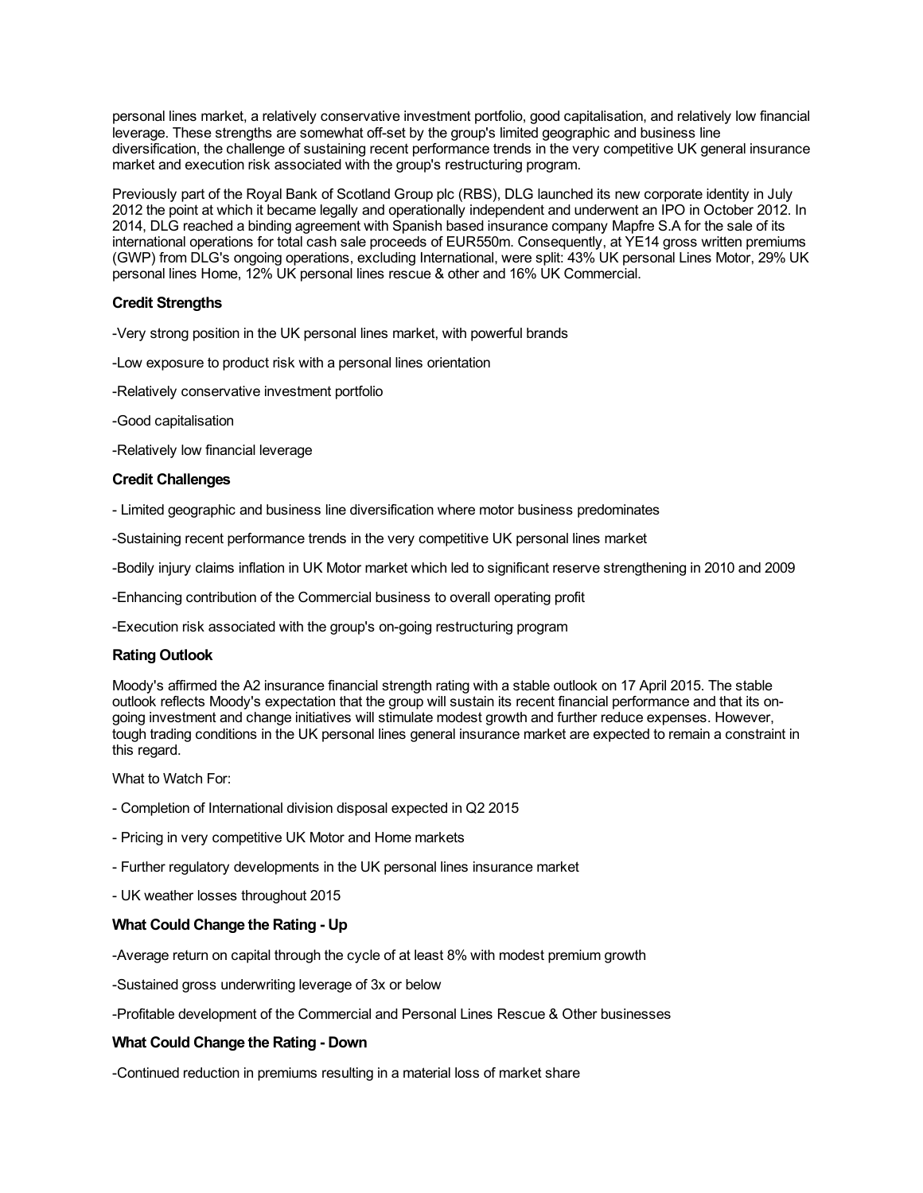personal lines market, a relatively conservative investment portfolio, good capitalisation, and relatively low financial leverage. These strengths are somewhat off-set by the group's limited geographic and business line diversification, the challenge of sustaining recent performance trends in the very competitive UK general insurance market and execution risk associated with the group's restructuring program.

Previously part of the Royal Bank of Scotland Group plc (RBS), DLG launched its new corporate identity in July 2012 the point at which it became legally and operationally independent and underwent an IPO in October 2012. In 2014, DLG reached a binding agreement with Spanish based insurance company Mapfre S.A for the sale of its international operations for total cash sale proceeds of EUR550m. Consequently, at YE14 gross written premiums (GWP) from DLG's ongoing operations, excluding International, were split: 43% UK personal Lines Motor, 29% UK personal lines Home, 12% UK personal lines rescue & other and 16% UK Commercial.

### Credit Strengths

-Very strong position in the UK personal lines market, with powerful brands

-Low exposure to product risk with a personal lines orientation

-Relatively conservative investment portfolio

-Good capitalisation

-Relatively low financial leverage

### Credit Challenges

- Limited geographic and business line diversification where motor business predominates

-Sustaining recent performance trends in the very competitive UK personal lines market

-Bodily injury claims inflation in UK Motor market which led to significant reserve strengthening in 2010 and 2009

-Enhancing contribution of the Commercial business to overall operating profit

-Execution risk associated with the group's on-going restructuring program

### Rating Outlook

Moody's affirmed the A2 insurance financial strength rating with a stable outlook on 17 April 2015. The stable outlook reflects Moody's expectation that the group will sustain its recent financial performance and that its on-going investment and change initiatives will stimulate modest growth and further reduce expenses. However, tough trading conditions in the UK personal lines general insurance market are expected to remain a constraint in this regard.

What to Watch For:

- Completion of International division disposal expected in Q2 2015

- Pricing in very competitive UK Motor and Home markets

- Further regulatory developments in the UK personal lines insurance market

- UK weather losses throughout 2015

### What Could Change the Rating - Up

-Average return on capital through the cycle of at least 8% with modest premium growth

-Sustained gross underwriting leverage of 3x or below

-Profitable development of the Commercial and Personal Lines Rescue & Other businesses

### What Could Change the Rating - Down

-Continued reduction in premiums resulting in a material loss of market share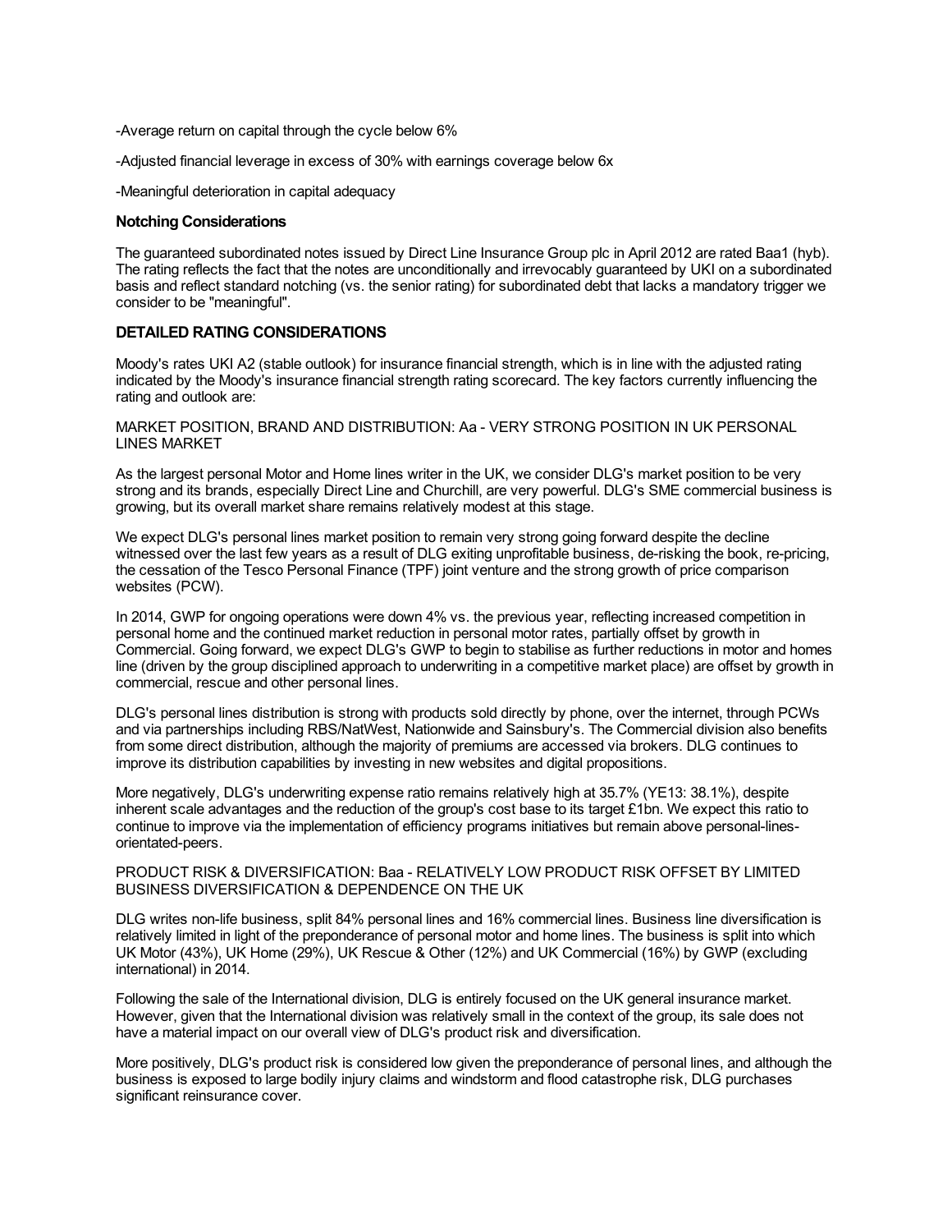-Average return on capital through the cycle below 6%

-Adjusted financial leverage in excess of 30% with earnings coverage below 6x

-Meaningful deterioration in capital adequacy

### Notching Considerations

The guaranteed subordinated notes issued by Direct Line Insurance Group plc in April 2012 are rated Baa1 (hyb). The rating reflects the fact that the notes are unconditionally and irrevocably guaranteed by UKI on a subordinated basis and reflect standard notching (vs. the senior rating) for subordinated debt that lacks a mandatory trigger we consider to be "meaningful".

## DETAILED RATING CONSIDERATIONS

Moody's rates UKI A2 (stable outlook) for insurance financial strength, which is in line with the adjusted rating indicated by the Moody's insurance financial strength rating scorecard. The key factors currently influencing the rating and outlook are:

MARKET POSITION, BRAND AND DISTRIBUTION: Aa - VERY STRONG POSITION IN UK PERSONAL LINES MARKET

As the largest personal Motor and Home lines writer in the UK, we consider DLG's market position to be very strong and its brands, especially Direct Line and Churchill, are very powerful. DLG's SME commercial business is growing, but its overall market share remains relatively modest at this stage.

We expect DLG's personal lines market position to remain very strong going forward despite the decline witnessed over the last few years as a result of DLG exiting unprofitable business, de-risking the book, re-pricing, the cessation of the Tesco Personal Finance (TPF) joint venture and the strong growth of price comparison websites (PCW).

In 2014, GWP for ongoing operations were down 4% vs. the previous year, reflecting increased competition in personal home and the continued market reduction in personal motor rates, partially offset by growth in Commercial. Going forward, we expect DLG's GWP to begin to stabilise as further reductions in motor and homes line (driven by the group disciplined approach to underwriting in a competitive market place) are offset by growth in commercial, rescue and other personal lines.

DLG's personal lines distribution is strong with products sold directly by phone, over the internet, through PCWs and via partnerships including RBS/NatWest, Nationwide and Sainsbury's. The Commercial division also benefits from some direct distribution, although the majority of premiums are accessed via brokers. DLG continues to improve its distribution capabilities by investing in new websites and digital propositions.

More negatively, DLG's underwriting expense ratio remains relatively high at 35.7% (YE13: 38.1%), despite inherent scale advantages and the reduction of the group's cost base to its target £1bn. We expect this ratio to continue to improve via the implementation of efficiency programs initiatives but remain above personal-lines-orientated-peers.

PRODUCT RISK & DIVERSIFICATION: Baa - RELATIVELY LOW PRODUCT RISK OFFSET BY LIMITED BUSINESS DIVERSIFICATION & DEPENDENCE ON THE UK

DLG writes non-life business, split 84% personal lines and 16% commercial lines. Business line diversification is relatively limited in light of the preponderance of personal motor and home lines. The business is split into which UK Motor (43%), UK Home (29%), UK Rescue & Other (12%) and UK Commercial (16%) by GWP (excluding international) in 2014.

Following the sale of the International division, DLG is entirely focused on the UK general insurance market. However, given that the International division was relatively small in the context of the group, its sale does not have a material impact on our overall view of DLG's product risk and diversification.

More positively, DLG's product risk is considered low given the preponderance of personal lines, and although the business is exposed to large bodily injury claims and windstorm and flood catastrophe risk, DLG purchases significant reinsurance cover.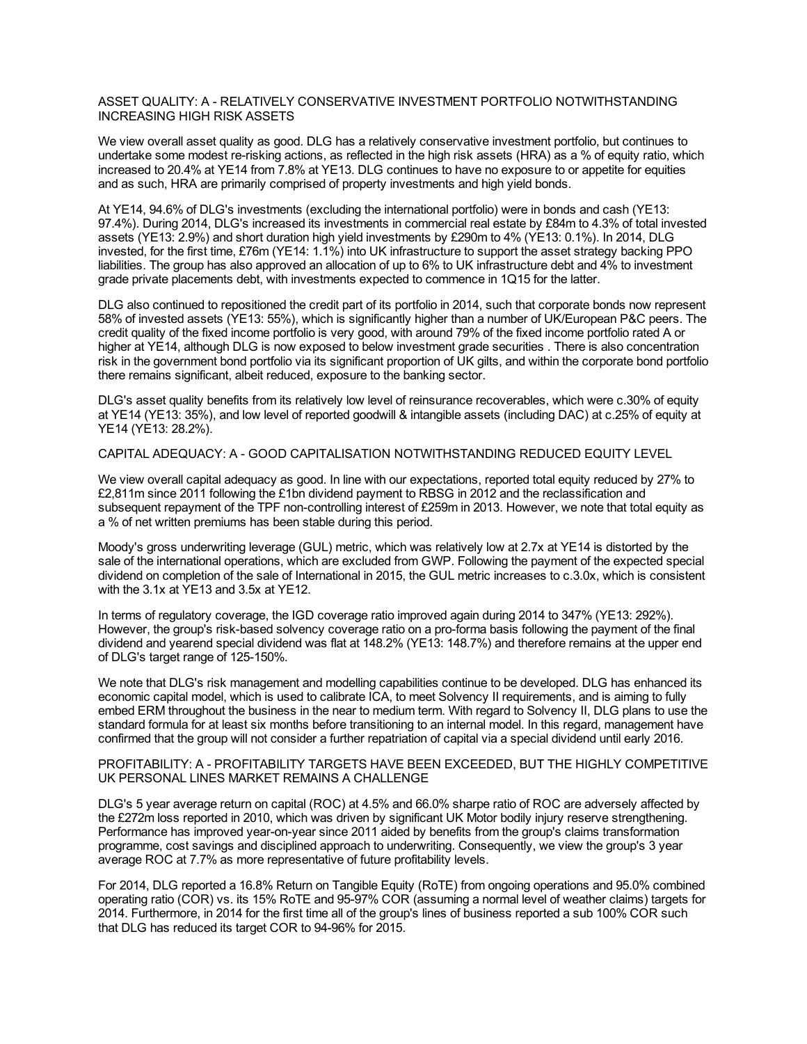## ASSET QUALITY: A - RELATIVELY CONSERVATIVE INVESTMENT PORTFOLIO NOTWITHSTANDING INCREASING HIGH RISK ASSETS

We view overall asset quality as good. DLG has a relatively conservative investment portfolio, but continues to undertake some modest re-risking actions, as reflected in the high risk assets (HRA) as a % of equity ratio, which increased to 20.4% at YE14 from 7.8% at YE13. DLG continues to have no exposure to or appetite for equities and as such, HRA are primarily comprised of property investments and high yield bonds.

At YE14, 94.6% of DLG's investments (excluding the international portfolio) were in bonds and cash (YE13: 97.4%). During 2014, DLG's increased its investments in commercial real estate by £84m to 4.3% of total invested assets (YE13: 2.9%) and short duration high yield investments by £290m to 4% (YE13: 0.1%). In 2014, DLG invested, for the first time, £76m (YE14: 1.1%) into UK infrastructure to support the asset strategy backing PPO liabilities. The group has also approved an allocation of up to 6% to UK infrastructure debt and 4% to investment grade private placements debt, with investments expected to commence in 1Q15 for the latter.

DLG also continued to repositioned the credit part of its portfolio in 2014, such that corporate bonds now represent 58% of invested assets (YE13: 55%), which is significantly higher than a number of UK/European P&C peers. The credit quality of the fixed income portfolio is very good, with around 79% of the fixed income portfolio rated A or higher at YE14, although DLG is now exposed to below investment grade securities . There is also concentration risk in the government bond portfolio via its significant proportion of UK gilts, and within the corporate bond portfolio there remains significant, albeit reduced, exposure to the banking sector.

DLG's asset quality benefits from its relatively low level of reinsurance recoverables, which were c.30% of equity at YE14 (YE13: 35%), and low level of reported goodwill & intangible assets (including DAC) at c.25% of equity at YE14 (YE13: 28.2%).

## CAPITAL ADEQUACY: A - GOOD CAPITALISATION NOTWITHSTANDING REDUCED EQUITY LEVEL

We view overall capital adequacy as good. In line with our expectations, reported total equity reduced by 27% to £2,811m since 2011 following the £1bn dividend payment to RBSG in 2012 and the reclassification and subsequent repayment of the TPF non-controlling interest of £259m in 2013. However, we note that total equity as a % of net written premiums has been stable during this period.

Moody's gross underwriting leverage (GUL) metric, which was relatively low at 2.7x at YE14 is distorted by the sale of the international operations, which are excluded from GWP. Following the payment of the expected special dividend on completion of the sale of International in 2015, the GUL metric increases to c.3.0x, which is consistent with the 3.1x at YE13 and 3.5x at YE12.

In terms of regulatory coverage, the IGD coverage ratio improved again during 2014 to 347% (YE13: 292%). However, the group's risk-based solvency coverage ratio on a pro-forma basis following the payment of the final dividend and yearend special dividend was flat at 148.2% (YE13: 148.7%) and therefore remains at the upper end of DLG's target range of 125-150%.

We note that DLG's risk management and modelling capabilities continue to be developed. DLG has enhanced its economic capital model, which is used to calibrate ICA, to meet Solvency II requirements, and is aiming to fully embed ERM throughout the business in the near to medium term. With regard to Solvency II, DLG plans to use the standard formula for at least six months before transitioning to an internal model. In this regard, management have confirmed that the group will not consider a further repatriation of capital via a special dividend until early 2016.

## PROFITABILITY: A - PROFITABILITY TARGETS HAVE BEEN EXCEEDED, BUT THE HIGHLY COMPETITIVE UK PERSONAL LINES MARKET REMAINS A CHALLENGE

DLG's 5 year average return on capital (ROC) at 4.5% and 66.0% sharpe ratio of ROC are adversely affected by the £272m loss reported in 2010, which was driven by significant UK Motor bodily injury reserve strengthening. Performance has improved year-on-year since 2011 aided by benefits from the group's claims transformation programme, cost savings and disciplined approach to underwriting. Consequently, we view the group's 3 year average ROC at 7.7% as more representative of future profitability levels.

For 2014, DLG reported a 16.8% Return on Tangible Equity (RoTE) from ongoing operations and 95.0% combined operating ratio (COR) vs. its 15% RoTE and 95-97% COR (assuming a normal level of weather claims) targets for 2014. Furthermore, in 2014 for the first time all of the group's lines of business reported a sub 100% COR such that DLG has reduced its target COR to 94-96% for 2015.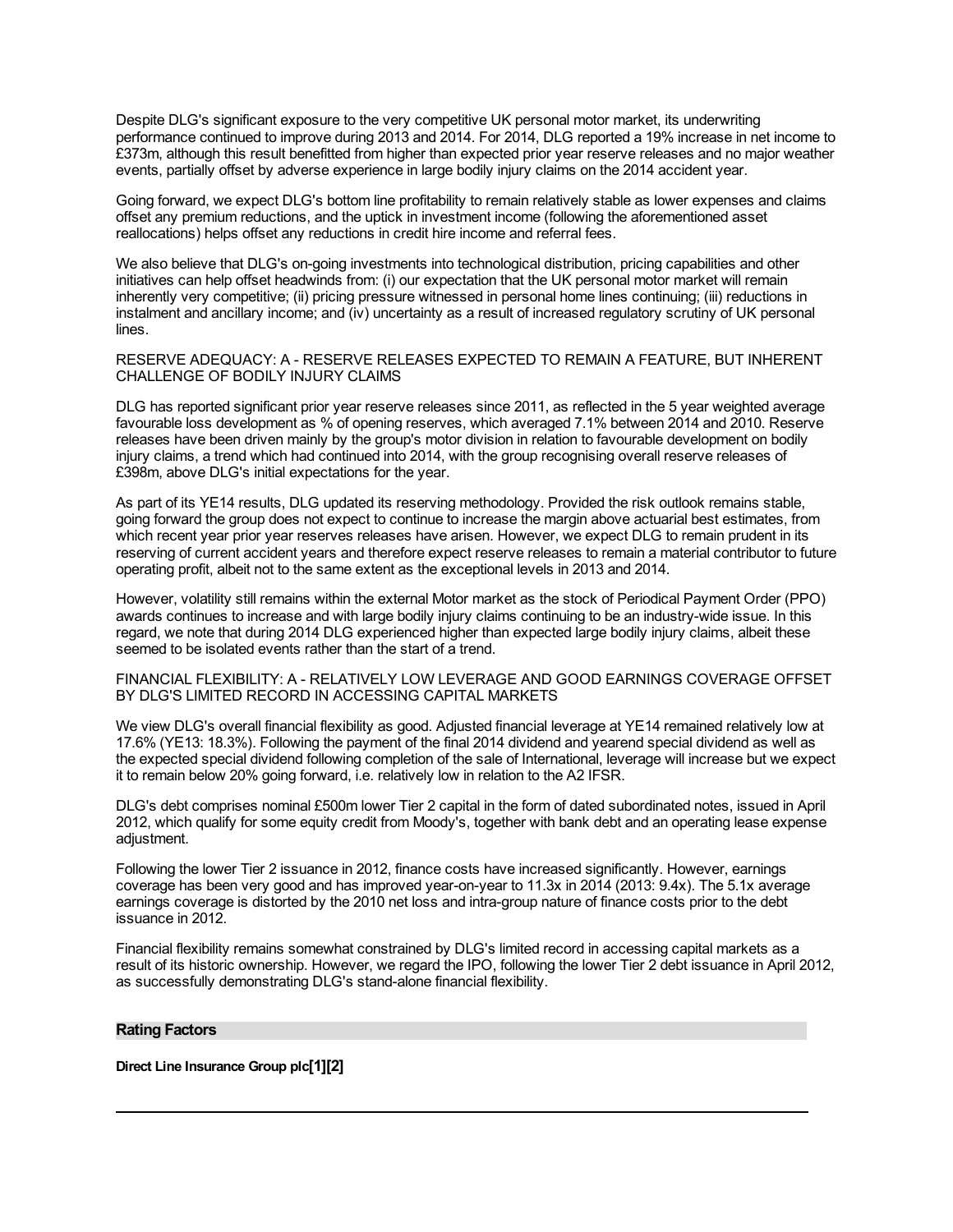Despite DLG's significant exposure to the very competitive UK personal motor market, its underwriting performance continued to improve during 2013 and 2014. For 2014, DLG reported a 19% increase in net income to £373m, although this result benefitted from higher than expected prior year reserve releases and no major weather events, partially offset by adverse experience in large bodily injury claims on the 2014 accident year.

Going forward, we expect DLG's bottom line profitability to remain relatively stable as lower expenses and claims offset any premium reductions, and the uptick in investment income (following the aforementioned asset reallocations) helps offset any reductions in credit hire income and referral fees.

We also believe that DLG's on-going investments into technological distribution, pricing capabilities and other initiatives can help offset headwinds from: (i) our expectation that the UK personal motor market will remain inherently very competitive; (ii) pricing pressure witnessed in personal home lines continuing; (iii) reductions in instalment and ancillary income; and (iv) uncertainty as a result of increased regulatory scrutiny of UK personal lines.

RESERVE ADEQUACY: A - RESERVE RELEASES EXPECTED TO REMAIN A FEATURE, BUT INHERENT CHALLENGE OF BODILY INJURY CLAIMS

DLG has reported significant prior year reserve releases since 2011, as reflected in the 5 year weighted average favourable loss development as % of opening reserves, which averaged 7.1% between 2014 and 2010. Reserve releases have been driven mainly by the group's motor division in relation to favourable development on bodily injury claims, a trend which had continued into 2014, with the group recognising overall reserve releases of £398m, above DLG's initial expectations for the year.

As part of its YE14 results, DLG updated its reserving methodology. Provided the risk outlook remains stable, going forward the group does not expect to continue to increase the margin above actuarial best estimates, from which recent year prior year reserves releases have arisen. However, we expect DLG to remain prudent in its reserving of current accident years and therefore expect reserve releases to remain a material contributor to future operating profit, albeit not to the same extent as the exceptional levels in 2013 and 2014.

However, volatility still remains within the external Motor market as the stock of Periodical Payment Order (PPO) awards continues to increase and with large bodily injury claims continuing to be an industry-wide issue. In this regard, we note that during 2014 DLG experienced higher than expected large bodily injury claims, albeit these seemed to be isolated events rather than the start of a trend.

FINANCIAL FLEXIBILITY: A - RELATIVELY LOW LEVERAGE AND GOOD EARNINGS COVERAGE OFFSET BY DLG'S LIMITED RECORD IN ACCESSING CAPITAL MARKETS

We view DLG's overall financial flexibility as good. Adjusted financial leverage at YE14 remained relatively low at 17.6% (YE13: 18.3%). Following the payment of the final 2014 dividend and yearend special dividend as well as the expected special dividend following completion of the sale of International, leverage will increase but we expect it to remain below 20% going forward, i.e. relatively low in relation to the A2 IFSR.

DLG's debt comprises nominal £500m lower Tier 2 capital in the form of dated subordinated notes, issued in April 2012, which qualify for some equity credit from Moody's, together with bank debt and an operating lease expense adjustment.

Following the lower Tier 2 issuance in 2012, finance costs have increased significantly. However, earnings coverage has been very good and has improved year-on-year to 11.3x in 2014 (2013: 9.4x). The 5.1x average earnings coverage is distorted by the 2010 net loss and intra-group nature of finance costs prior to the debt issuance in 2012.

Financial flexibility remains somewhat constrained by DLG's limited record in accessing capital markets as a result of its historic ownership. However, we regard the IPO, following the lower Tier 2 debt issuance in April 2012, as successfully demonstrating DLG's stand-alone financial flexibility.

## Rating Factors

**Direct Line Insurance Group plc[1][2]**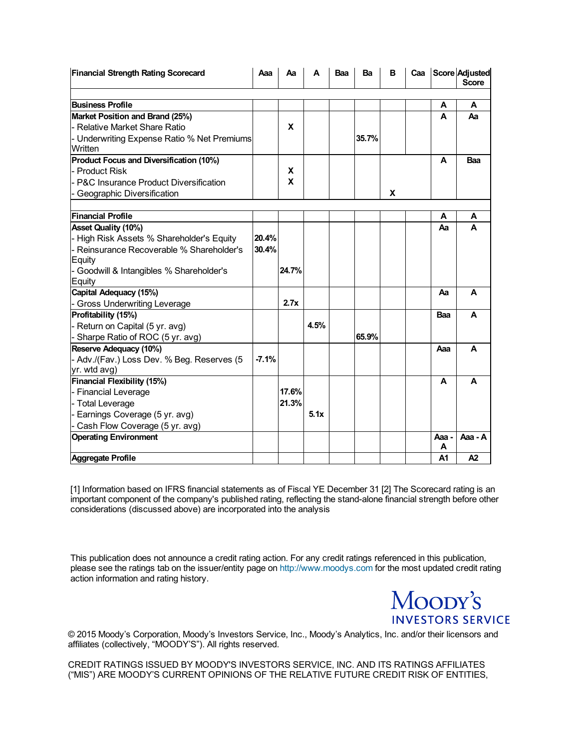| Financial Strength Rating Scorecard | Aaa | Aa | A | Baa | Ba | B | Caa | Score | Adjusted Score |
|---|---|---|---|---|---|---|---|---|---|
| **Business Profile** | | | | | | | | A | A |
| **Market Position and Brand (25%)** | | | | | | | | A | Aa |
| - Relative Market Share Ratio | | X | | | | | | | |
| - Underwriting Expense Ratio % Net Premiums Written | | | | | 35.7% | | | | |
| **Product Focus and Diversification (10%)** | | | | | | | | A | Baa |
| - Product Risk | | X | | | | | | | |
| - P&C Insurance Product Diversification | | X | | | | | | | |
| - Geographic Diversification | | | | | | X | | | |
| **Financial Profile** | | | | | | | | A | A |
| **Asset Quality (10%)** | | | | | | | | Aa | A |
| - High Risk Assets % Shareholder's Equity | 20.4% | | | | | | | | |
| - Reinsurance Recoverable % Shareholder's Equity | 30.4% | | | | | | | | |
| - Goodwill & Intangibles % Shareholder's Equity | | 24.7% | | | | | | | |
| **Capital Adequacy (15%)** | | | | | | | | Aa | A |
| - Gross Underwriting Leverage | | 2.7x | | | | | | | |
| **Profitability (15%)** | | | | | | | | Baa | A |
| - Return on Capital (5 yr. avg) | | | 4.5% | | | | | | |
| - Sharpe Ratio of ROC (5 yr. avg) | | | | | 65.9% | | | | |
| **Reserve Adequacy (10%)** | | | | | | | | Aaa | A |
| - Adv./(Fav.) Loss Dev. % Beg. Reserves (5 yr. wtd avg) | -7.1% | | | | | | | | |
| **Financial Flexibility (15%)** | | | | | | | | A | A |
| - Financial Leverage | | 17.6% | | | | | | | |
| - Total Leverage | | 21.3% | | | | | | | |
| - Earnings Coverage (5 yr. avg) | | | 5.1x | | | | | | |
| - Cash Flow Coverage (5 yr. avg) | | | | | | | | | |
| **Operating Environment** | | | | | | | | Aaa - A | Aaa - A |
| **Aggregate Profile** | | | | | | | | A1 | A2 |

[1] Information based on IFRS financial statements as of Fiscal YE December 31 [2] The Scorecard rating is an important component of the company's published rating, reflecting the stand-alone financial strength before other considerations (discussed above) are incorporated into the analysis

This publication does not announce a credit rating action. For any credit ratings referenced in this publication, please see the ratings tab on the issuer/entity page on http://www.moodys.com for the most updated credit rating action information and rating history.

MOODY'S INVESTORS SERVICE

© 2015 Moody's Corporation, Moody's Investors Service, Inc., Moody's Analytics, Inc. and/or their licensors and affiliates (collectively, "MOODY'S"). All rights reserved.

CREDIT RATINGS ISSUED BY MOODY'S INVESTORS SERVICE, INC. AND ITS RATINGS AFFILIATES ("MIS") ARE MOODY'S CURRENT OPINIONS OF THE RELATIVE FUTURE CREDIT RISK OF ENTITIES,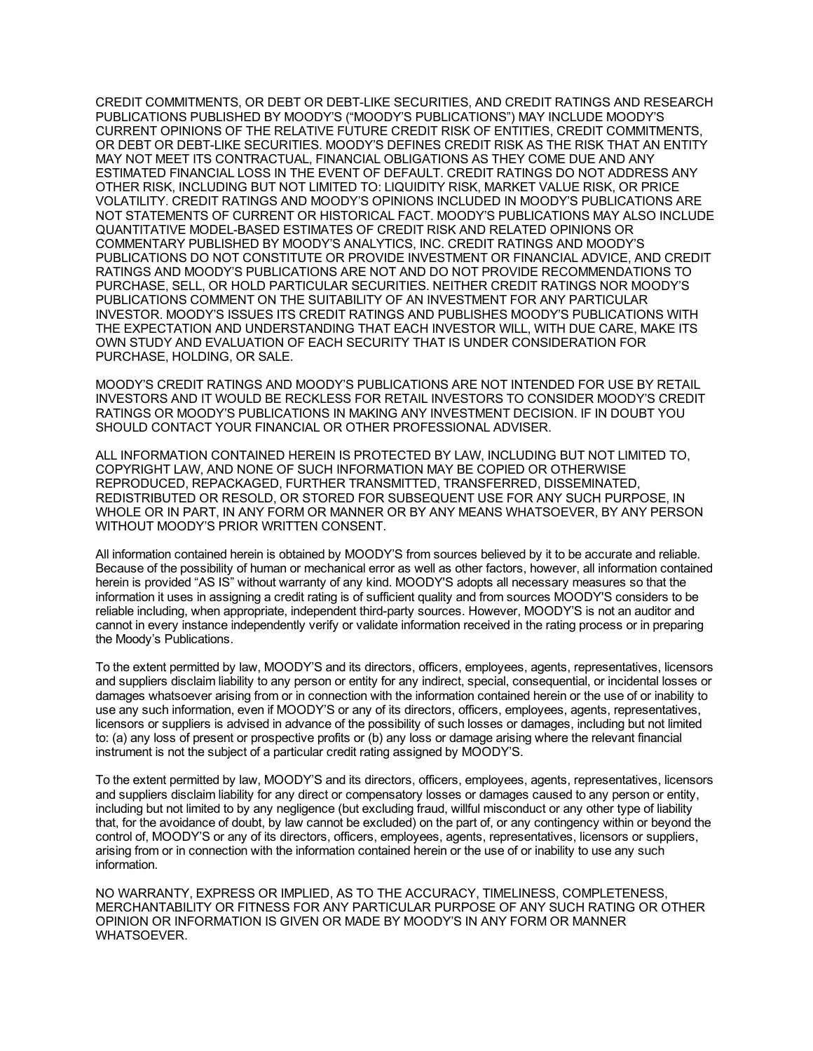CREDIT COMMITMENTS, OR DEBT OR DEBT-LIKE SECURITIES, AND CREDIT RATINGS AND RESEARCH PUBLICATIONS PUBLISHED BY MOODY'S ("MOODY'S PUBLICATIONS") MAY INCLUDE MOODY'S CURRENT OPINIONS OF THE RELATIVE FUTURE CREDIT RISK OF ENTITIES, CREDIT COMMITMENTS, OR DEBT OR DEBT-LIKE SECURITIES. MOODY'S DEFINES CREDIT RISK AS THE RISK THAT AN ENTITY MAY NOT MEET ITS CONTRACTUAL, FINANCIAL OBLIGATIONS AS THEY COME DUE AND ANY ESTIMATED FINANCIAL LOSS IN THE EVENT OF DEFAULT. CREDIT RATINGS DO NOT ADDRESS ANY OTHER RISK, INCLUDING BUT NOT LIMITED TO: LIQUIDITY RISK, MARKET VALUE RISK, OR PRICE VOLATILITY. CREDIT RATINGS AND MOODY'S OPINIONS INCLUDED IN MOODY'S PUBLICATIONS ARE NOT STATEMENTS OF CURRENT OR HISTORICAL FACT. MOODY'S PUBLICATIONS MAY ALSO INCLUDE QUANTITATIVE MODEL-BASED ESTIMATES OF CREDIT RISK AND RELATED OPINIONS OR COMMENTARY PUBLISHED BY MOODY'S ANALYTICS, INC. CREDIT RATINGS AND MOODY'S PUBLICATIONS DO NOT CONSTITUTE OR PROVIDE INVESTMENT OR FINANCIAL ADVICE, AND CREDIT RATINGS AND MOODY'S PUBLICATIONS ARE NOT AND DO NOT PROVIDE RECOMMENDATIONS TO PURCHASE, SELL, OR HOLD PARTICULAR SECURITIES. NEITHER CREDIT RATINGS NOR MOODY'S PUBLICATIONS COMMENT ON THE SUITABILITY OF AN INVESTMENT FOR ANY PARTICULAR INVESTOR. MOODY'S ISSUES ITS CREDIT RATINGS AND PUBLISHES MOODY'S PUBLICATIONS WITH THE EXPECTATION AND UNDERSTANDING THAT EACH INVESTOR WILL, WITH DUE CARE, MAKE ITS OWN STUDY AND EVALUATION OF EACH SECURITY THAT IS UNDER CONSIDERATION FOR PURCHASE, HOLDING, OR SALE.

MOODY'S CREDIT RATINGS AND MOODY'S PUBLICATIONS ARE NOT INTENDED FOR USE BY RETAIL INVESTORS AND IT WOULD BE RECKLESS FOR RETAIL INVESTORS TO CONSIDER MOODY'S CREDIT RATINGS OR MOODY'S PUBLICATIONS IN MAKING ANY INVESTMENT DECISION. IF IN DOUBT YOU SHOULD CONTACT YOUR FINANCIAL OR OTHER PROFESSIONAL ADVISER.

ALL INFORMATION CONTAINED HEREIN IS PROTECTED BY LAW, INCLUDING BUT NOT LIMITED TO, COPYRIGHT LAW, AND NONE OF SUCH INFORMATION MAY BE COPIED OR OTHERWISE REPRODUCED, REPACKAGED, FURTHER TRANSMITTED, TRANSFERRED, DISSEMINATED, REDISTRIBUTED OR RESOLD, OR STORED FOR SUBSEQUENT USE FOR ANY SUCH PURPOSE, IN WHOLE OR IN PART, IN ANY FORM OR MANNER OR BY ANY MEANS WHATSOEVER, BY ANY PERSON WITHOUT MOODY'S PRIOR WRITTEN CONSENT.

All information contained herein is obtained by MOODY'S from sources believed by it to be accurate and reliable. Because of the possibility of human or mechanical error as well as other factors, however, all information contained herein is provided "AS IS" without warranty of any kind. MOODY'S adopts all necessary measures so that the information it uses in assigning a credit rating is of sufficient quality and from sources MOODY'S considers to be reliable including, when appropriate, independent third-party sources. However, MOODY'S is not an auditor and cannot in every instance independently verify or validate information received in the rating process or in preparing the Moody's Publications.

To the extent permitted by law, MOODY'S and its directors, officers, employees, agents, representatives, licensors and suppliers disclaim liability to any person or entity for any indirect, special, consequential, or incidental losses or damages whatsoever arising from or in connection with the information contained herein or the use of or inability to use any such information, even if MOODY'S or any of its directors, officers, employees, agents, representatives, licensors or suppliers is advised in advance of the possibility of such losses or damages, including but not limited to: (a) any loss of present or prospective profits or (b) any loss or damage arising where the relevant financial instrument is not the subject of a particular credit rating assigned by MOODY'S.

To the extent permitted by law, MOODY'S and its directors, officers, employees, agents, representatives, licensors and suppliers disclaim liability for any direct or compensatory losses or damages caused to any person or entity, including but not limited to by any negligence (but excluding fraud, willful misconduct or any other type of liability that, for the avoidance of doubt, by law cannot be excluded) on the part of, or any contingency within or beyond the control of, MOODY'S or any of its directors, officers, employees, agents, representatives, licensors or suppliers, arising from or in connection with the information contained herein or the use of or inability to use any such information.

NO WARRANTY, EXPRESS OR IMPLIED, AS TO THE ACCURACY, TIMELINESS, COMPLETENESS, MERCHANTABILITY OR FITNESS FOR ANY PARTICULAR PURPOSE OF ANY SUCH RATING OR OTHER OPINION OR INFORMATION IS GIVEN OR MADE BY MOODY'S IN ANY FORM OR MANNER WHATSOEVER.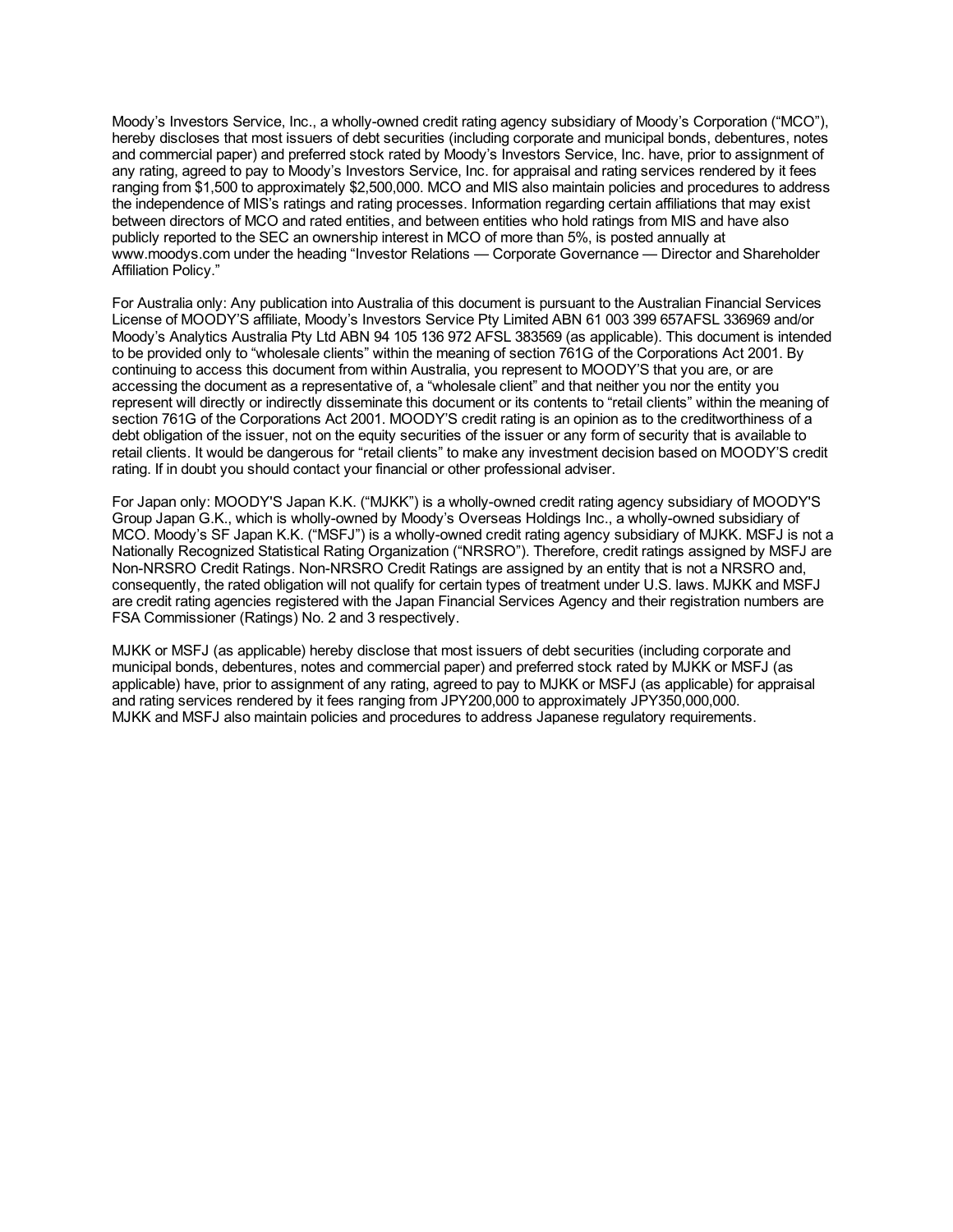Moody's Investors Service, Inc., a wholly-owned credit rating agency subsidiary of Moody's Corporation ("MCO"), hereby discloses that most issuers of debt securities (including corporate and municipal bonds, debentures, notes and commercial paper) and preferred stock rated by Moody's Investors Service, Inc. have, prior to assignment of any rating, agreed to pay to Moody's Investors Service, Inc. for appraisal and rating services rendered by it fees ranging from $1,500 to approximately $2,500,000. MCO and MIS also maintain policies and procedures to address the independence of MIS's ratings and rating processes. Information regarding certain affiliations that may exist between directors of MCO and rated entities, and between entities who hold ratings from MIS and have also publicly reported to the SEC an ownership interest in MCO of more than 5%, is posted annually at www.moodys.com under the heading "Investor Relations — Corporate Governance — Director and Shareholder Affiliation Policy."

For Australia only: Any publication into Australia of this document is pursuant to the Australian Financial Services License of MOODY'S affiliate, Moody's Investors Service Pty Limited ABN 61 003 399 657AFSL 336969 and/or Moody's Analytics Australia Pty Ltd ABN 94 105 136 972 AFSL 383569 (as applicable). This document is intended to be provided only to "wholesale clients" within the meaning of section 761G of the Corporations Act 2001. By continuing to access this document from within Australia, you represent to MOODY'S that you are, or are accessing the document as a representative of, a "wholesale client" and that neither you nor the entity you represent will directly or indirectly disseminate this document or its contents to "retail clients" within the meaning of section 761G of the Corporations Act 2001. MOODY'S credit rating is an opinion as to the creditworthiness of a debt obligation of the issuer, not on the equity securities of the issuer or any form of security that is available to retail clients. It would be dangerous for "retail clients" to make any investment decision based on MOODY'S credit rating. If in doubt you should contact your financial or other professional adviser.

For Japan only: MOODY'S Japan K.K. ("MJKK") is a wholly-owned credit rating agency subsidiary of MOODY'S Group Japan G.K., which is wholly-owned by Moody's Overseas Holdings Inc., a wholly-owned subsidiary of MCO. Moody's SF Japan K.K. ("MSFJ") is a wholly-owned credit rating agency subsidiary of MJKK. MSFJ is not a Nationally Recognized Statistical Rating Organization ("NRSRO"). Therefore, credit ratings assigned by MSFJ are Non-NRSRO Credit Ratings. Non-NRSRO Credit Ratings are assigned by an entity that is not a NRSRO and, consequently, the rated obligation will not qualify for certain types of treatment under U.S. laws. MJKK and MSFJ are credit rating agencies registered with the Japan Financial Services Agency and their registration numbers are FSA Commissioner (Ratings) No. 2 and 3 respectively.

MJKK or MSFJ (as applicable) hereby disclose that most issuers of debt securities (including corporate and municipal bonds, debentures, notes and commercial paper) and preferred stock rated by MJKK or MSFJ (as applicable) have, prior to assignment of any rating, agreed to pay to MJKK or MSFJ (as applicable) for appraisal and rating services rendered by it fees ranging from JPY200,000 to approximately JPY350,000,000. MJKK and MSFJ also maintain policies and procedures to address Japanese regulatory requirements.